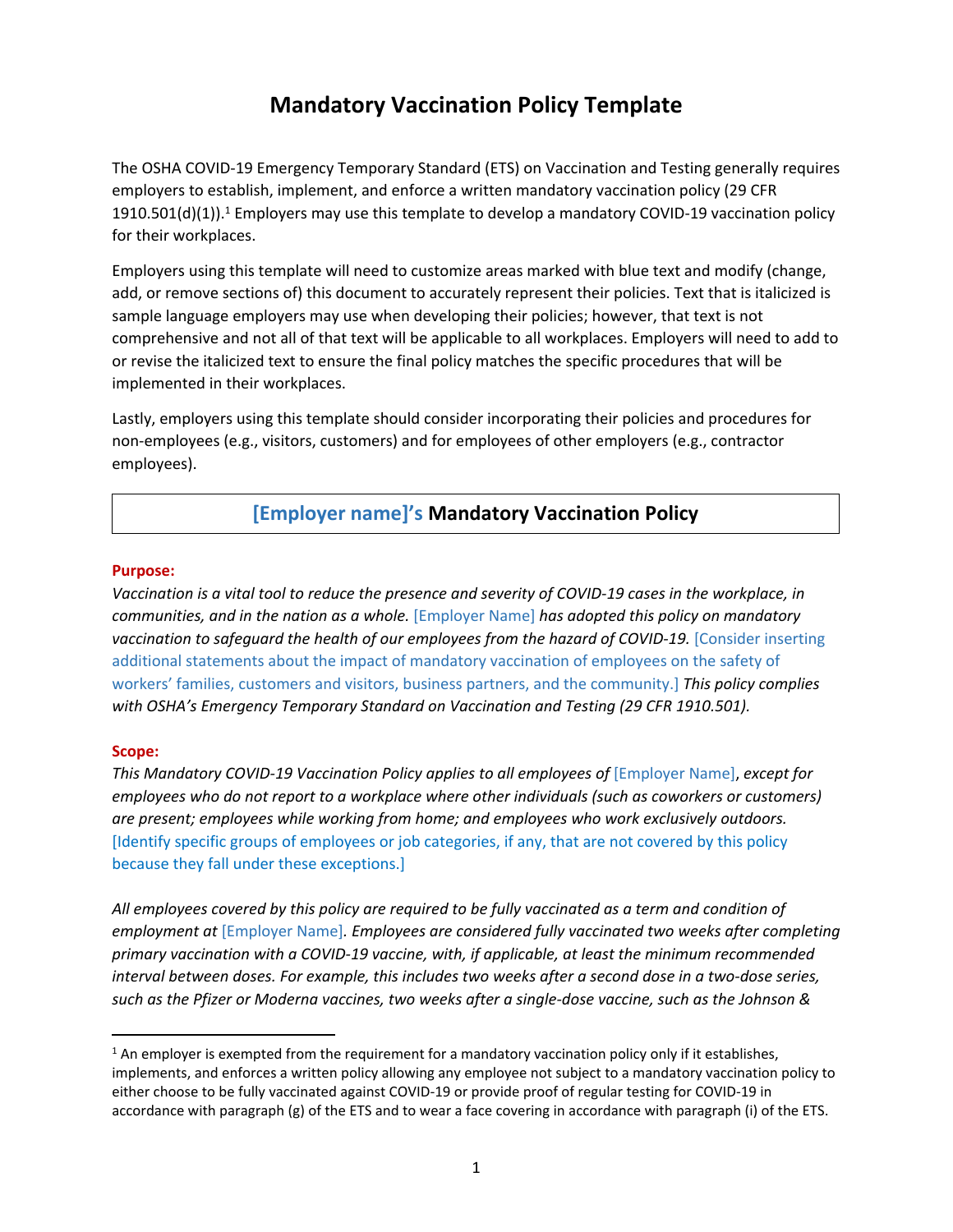# Mandatory Vaccination Policy Template

The OSHA COVID-19 Emergency Temporary Standard (ETS) on Vaccination and Testing generally requires employers to establish, implement, and enforce a written mandatory vaccination policy (29 CFR 1910.501(d)(1)).[1] Employers may use this template to develop a mandatory COVID-19 vaccination policy for their workplaces.

Employers using this template will need to customize areas marked with blue text and modify (change, add, or remove sections of) this document to accurately represent their policies. Text that is italicized is sample language employers may use when developing their policies; however, that text is not comprehensive and not all of that text will be applicable to all workplaces. Employers will need to add to or revise the italicized text to ensure the final policy matches the specific procedures that will be implemented in their workplaces.

Lastly, employers using this template should consider incorporating their policies and procedures for non-employees (e.g., visitors, customers) and for employees of other employers (e.g., contractor employees).

## [Employer name]'s Mandatory Vaccination Policy

**Purpose:**

*Vaccination is a vital tool to reduce the presence and severity of COVID-19 cases in the workplace, in communities, and in the nation as a whole.* [Employer Name] *has adopted this policy on mandatory vaccination to safeguard the health of our employees from the hazard of COVID-19.* [Consider inserting additional statements about the impact of mandatory vaccination of employees on the safety of workers' families, customers and visitors, business partners, and the community.] *This policy complies with OSHA's Emergency Temporary Standard on Vaccination and Testing (29 CFR 1910.501).*

**Scope:**

*This Mandatory COVID-19 Vaccination Policy applies to all employees of* [Employer Name]*, except for employees who do not report to a workplace where other individuals (such as coworkers or customers) are present; employees while working from home; and employees who work exclusively outdoors.* [Identify specific groups of employees or job categories, if any, that are not covered by this policy because they fall under these exceptions.]

*All employees covered by this policy are required to be fully vaccinated as a term and condition of employment at* [Employer Name]*. Employees are considered fully vaccinated two weeks after completing primary vaccination with a COVID-19 vaccine, with, if applicable, at least the minimum recommended interval between doses. For example, this includes two weeks after a second dose in a two-dose series, such as the Pfizer or Moderna vaccines, two weeks after a single-dose vaccine, such as the Johnson &*

---

[1] An employer is exempted from the requirement for a mandatory vaccination policy only if it establishes, implements, and enforces a written policy allowing any employee not subject to a mandatory vaccination policy to either choose to be fully vaccinated against COVID-19 or provide proof of regular testing for COVID-19 in accordance with paragraph (g) of the ETS and to wear a face covering in accordance with paragraph (i) of the ETS.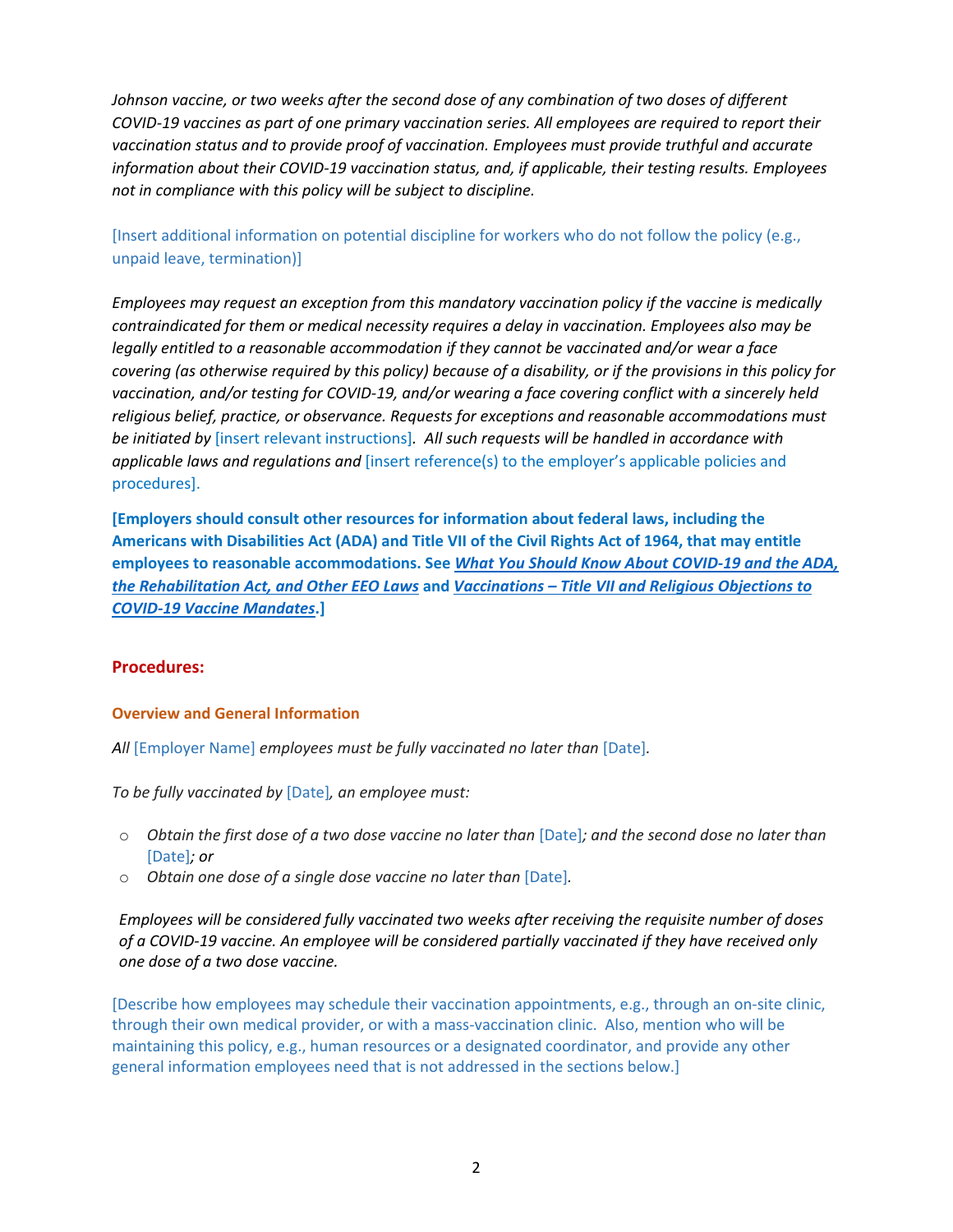*Johnson vaccine, or two weeks after the second dose of any combination of two doses of different COVID-19 vaccines as part of one primary vaccination series. All employees are required to report their vaccination status and to provide proof of vaccination. Employees must provide truthful and accurate information about their COVID-19 vaccination status, and, if applicable, their testing results. Employees not in compliance with this policy will be subject to discipline.*

[Insert additional information on potential discipline for workers who do not follow the policy (e.g., unpaid leave, termination)]

*Employees may request an exception from this mandatory vaccination policy if the vaccine is medically contraindicated for them or medical necessity requires a delay in vaccination. Employees also may be legally entitled to a reasonable accommodation if they cannot be vaccinated and/or wear a face covering (as otherwise required by this policy) because of a disability, or if the provisions in this policy for vaccination, and/or testing for COVID-19, and/or wearing a face covering conflict with a sincerely held religious belief, practice, or observance. Requests for exceptions and reasonable accommodations must be initiated by* [insert relevant instructions]. *All such requests will be handled in accordance with applicable laws and regulations and* [insert reference(s) to the employer's applicable policies and procedures].

**[Employers should consult other resources for information about federal laws, including the Americans with Disabilities Act (ADA) and Title VII of the Civil Rights Act of 1964, that may entitle employees to reasonable accommodations. See *What You Should Know About COVID-19 and the ADA, the Rehabilitation Act, and Other EEO Laws* and *Vaccinations – Title VII and Religious Objections to COVID-19 Vaccine Mandates*.]**

## Procedures:

### Overview and General Information

*All* [Employer Name] *employees must be fully vaccinated no later than* [Date].

*To be fully vaccinated by* [Date]*, an employee must:*

- *Obtain the first dose of a two dose vaccine no later than* [Date]*; and the second dose no later than* [Date]*; or*
- *Obtain one dose of a single dose vaccine no later than* [Date].

*Employees will be considered fully vaccinated two weeks after receiving the requisite number of doses of a COVID-19 vaccine. An employee will be considered partially vaccinated if they have received only one dose of a two dose vaccine.*

[Describe how employees may schedule their vaccination appointments, e.g., through an on-site clinic, through their own medical provider, or with a mass-vaccination clinic. Also, mention who will be maintaining this policy, e.g., human resources or a designated coordinator, and provide any other general information employees need that is not addressed in the sections below.]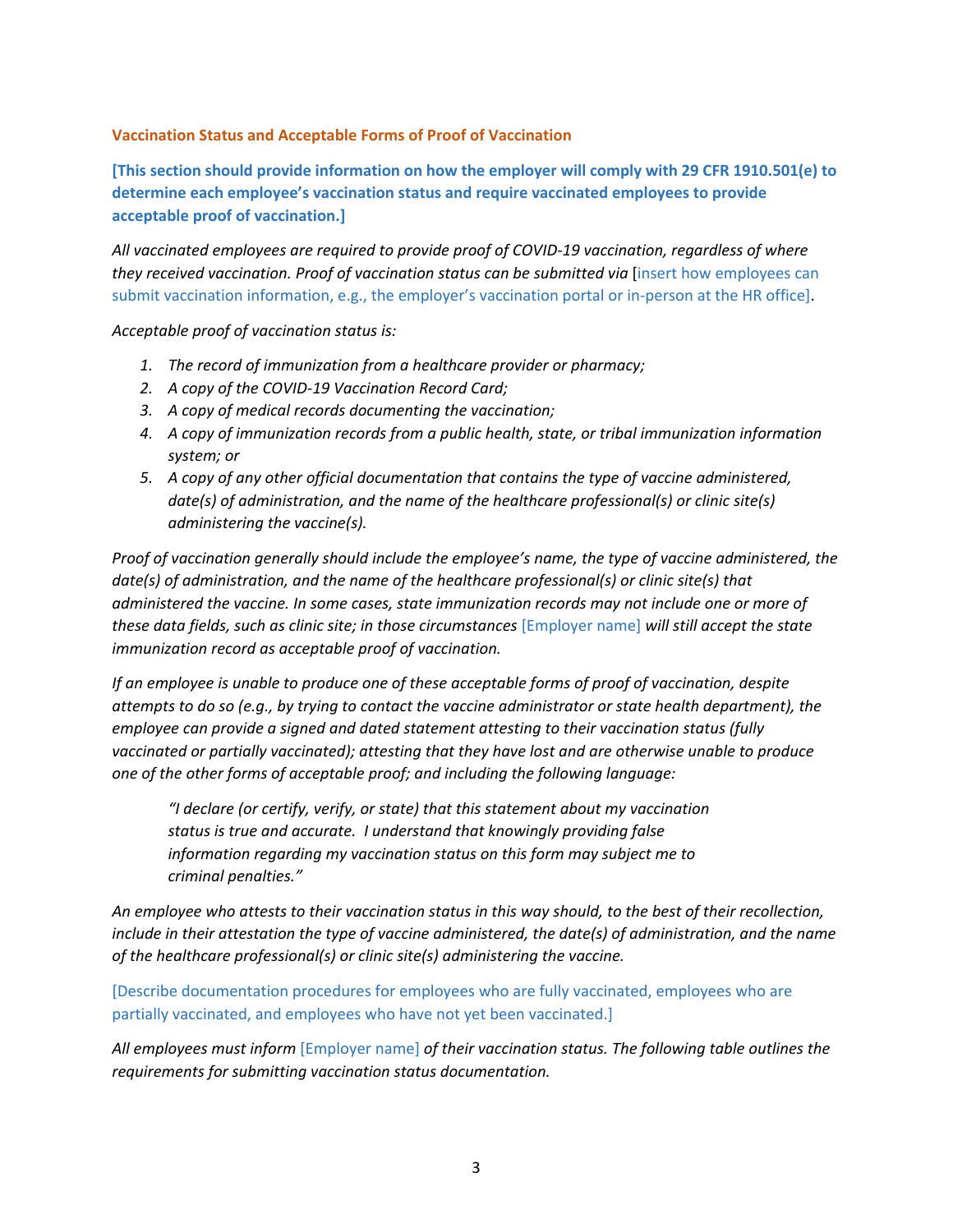## Vaccination Status and Acceptable Forms of Proof of Vaccination

**[This section should provide information on how the employer will comply with 29 CFR 1910.501(e) to determine each employee's vaccination status and require vaccinated employees to provide acceptable proof of vaccination.]**

*All vaccinated employees are required to provide proof of COVID-19 vaccination, regardless of where they received vaccination. Proof of vaccination status can be submitted via* [insert how employees can submit vaccination information, e.g., the employer's vaccination portal or in-person at the HR office].

*Acceptable proof of vaccination status is:*

1. *The record of immunization from a healthcare provider or pharmacy;*
2. *A copy of the COVID-19 Vaccination Record Card;*
3. *A copy of medical records documenting the vaccination;*
4. *A copy of immunization records from a public health, state, or tribal immunization information system; or*
5. *A copy of any other official documentation that contains the type of vaccine administered, date(s) of administration, and the name of the healthcare professional(s) or clinic site(s) administering the vaccine(s).*

*Proof of vaccination generally should include the employee's name, the type of vaccine administered, the date(s) of administration, and the name of the healthcare professional(s) or clinic site(s) that administered the vaccine. In some cases, state immunization records may not include one or more of these data fields, such as clinic site; in those circumstances* [Employer name] *will still accept the state immunization record as acceptable proof of vaccination.*

*If an employee is unable to produce one of these acceptable forms of proof of vaccination, despite attempts to do so (e.g., by trying to contact the vaccine administrator or state health department), the employee can provide a signed and dated statement attesting to their vaccination status (fully vaccinated or partially vaccinated); attesting that they have lost and are otherwise unable to produce one of the other forms of acceptable proof; and including the following language:*

> *"I declare (or certify, verify, or state) that this statement about my vaccination status is true and accurate. I understand that knowingly providing false information regarding my vaccination status on this form may subject me to criminal penalties."*

*An employee who attests to their vaccination status in this way should, to the best of their recollection, include in their attestation the type of vaccine administered, the date(s) of administration, and the name of the healthcare professional(s) or clinic site(s) administering the vaccine.*

[Describe documentation procedures for employees who are fully vaccinated, employees who are partially vaccinated, and employees who have not yet been vaccinated.]

*All employees must inform* [Employer name] *of their vaccination status. The following table outlines the requirements for submitting vaccination status documentation.*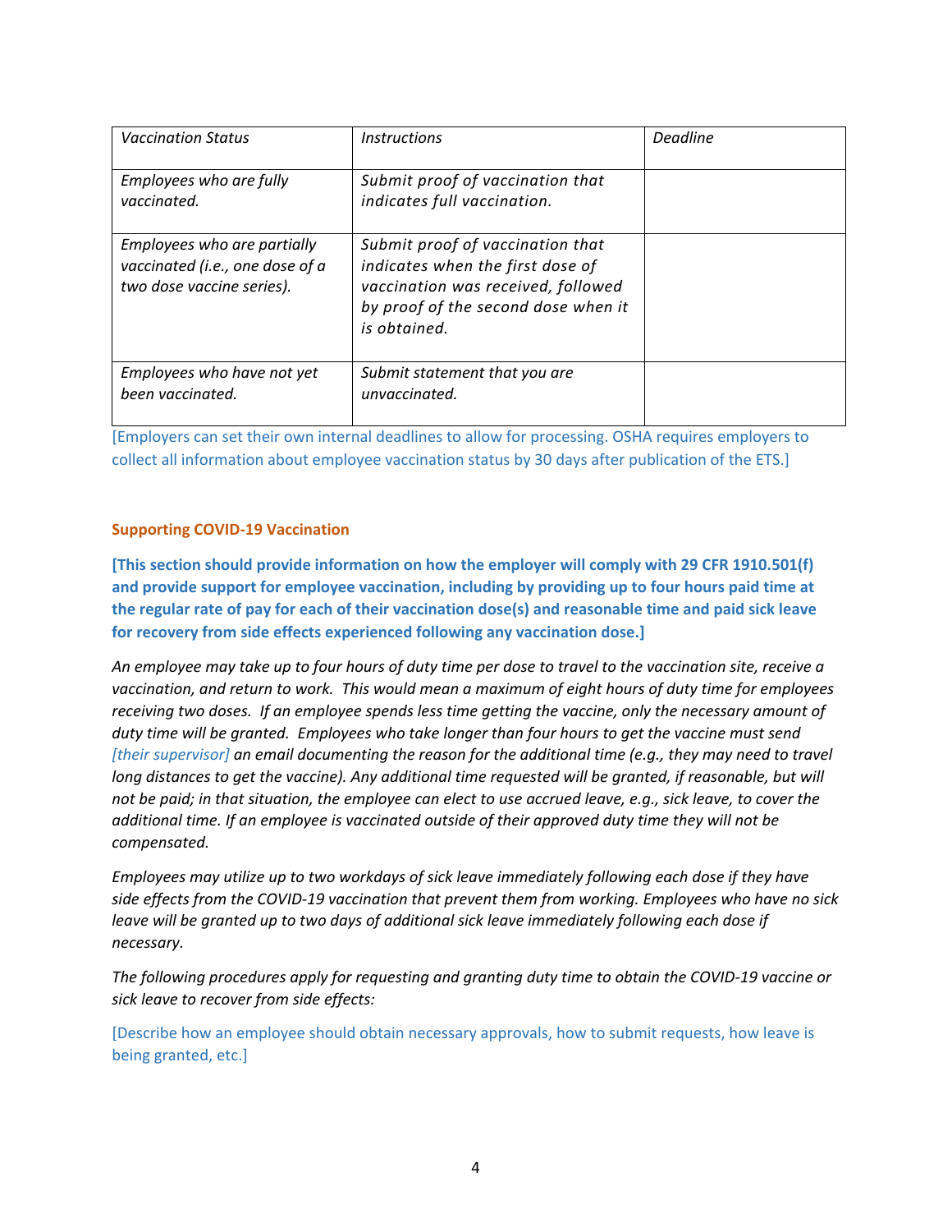| *Vaccination Status* | *Instructions* | *Deadline* |
| --- | --- | --- |
| *Employees who are fully vaccinated.* | *Submit proof of vaccination that indicates full vaccination.* | |
| *Employees who are partially vaccinated (i.e., one dose of a two dose vaccine series).* | *Submit proof of vaccination that indicates when the first dose of vaccination was received, followed by proof of the second dose when it is obtained.* | |
| *Employees who have not yet been vaccinated.* | *Submit statement that you are unvaccinated.* | |

[Employers can set their own internal deadlines to allow for processing. OSHA requires employers to collect all information about employee vaccination status by 30 days after publication of the ETS.]

### Supporting COVID-19 Vaccination

**[This section should provide information on how the employer will comply with 29 CFR 1910.501(f) and provide support for employee vaccination, including by providing up to four hours paid time at the regular rate of pay for each of their vaccination dose(s) and reasonable time and paid sick leave for recovery from side effects experienced following any vaccination dose.]**

*An employee may take up to four hours of duty time per dose to travel to the vaccination site, receive a vaccination, and return to work. This would mean a maximum of eight hours of duty time for employees receiving two doses. If an employee spends less time getting the vaccine, only the necessary amount of duty time will be granted. Employees who take longer than four hours to get the vaccine must send [their supervisor] an email documenting the reason for the additional time (e.g., they may need to travel long distances to get the vaccine). Any additional time requested will be granted, if reasonable, but will not be paid; in that situation, the employee can elect to use accrued leave, e.g., sick leave, to cover the additional time. If an employee is vaccinated outside of their approved duty time they will not be compensated.*

*Employees may utilize up to two workdays of sick leave immediately following each dose if they have side effects from the COVID-19 vaccination that prevent them from working. Employees who have no sick leave will be granted up to two days of additional sick leave immediately following each dose if necessary.*

*The following procedures apply for requesting and granting duty time to obtain the COVID-19 vaccine or sick leave to recover from side effects:*

[Describe how an employee should obtain necessary approvals, how to submit requests, how leave is being granted, etc.]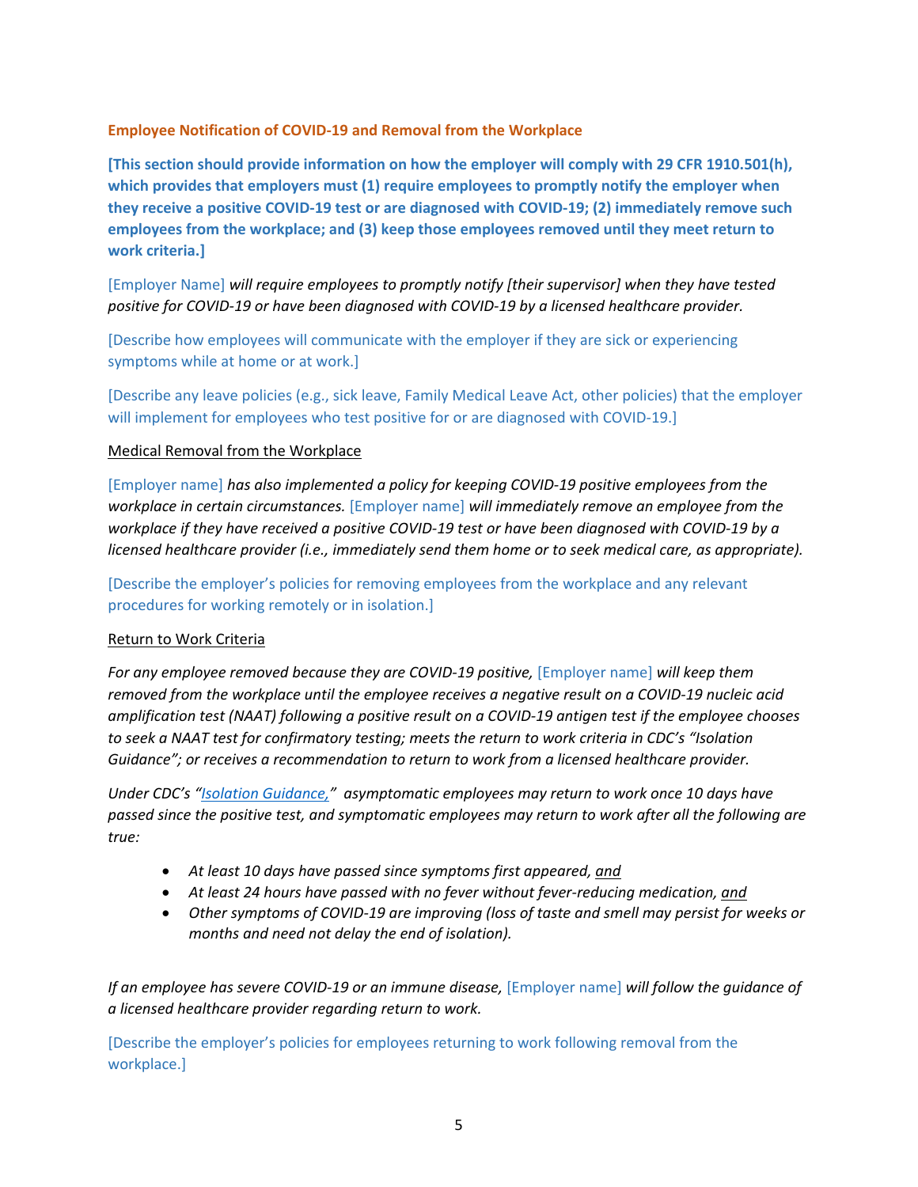**Employee Notification of COVID-19 and Removal from the Workplace**

**[This section should provide information on how the employer will comply with 29 CFR 1910.501(h), which provides that employers must (1) require employees to promptly notify the employer when they receive a positive COVID-19 test or are diagnosed with COVID-19; (2) immediately remove such employees from the workplace; and (3) keep those employees removed until they meet return to work criteria.]**

[Employer Name] *will require employees to promptly notify [their supervisor] when they have tested positive for COVID-19 or have been diagnosed with COVID-19 by a licensed healthcare provider.*

[Describe how employees will communicate with the employer if they are sick or experiencing symptoms while at home or at work.]

[Describe any leave policies (e.g., sick leave, Family Medical Leave Act, other policies) that the employer will implement for employees who test positive for or are diagnosed with COVID-19.]

Medical Removal from the Workplace

[Employer name] *has also implemented a policy for keeping COVID-19 positive employees from the workplace in certain circumstances.* [Employer name] *will immediately remove an employee from the workplace if they have received a positive COVID-19 test or have been diagnosed with COVID-19 by a licensed healthcare provider (i.e., immediately send them home or to seek medical care, as appropriate).*

[Describe the employer's policies for removing employees from the workplace and any relevant procedures for working remotely or in isolation.]

Return to Work Criteria

*For any employee removed because they are COVID-19 positive,* [Employer name] *will keep them removed from the workplace until the employee receives a negative result on a COVID-19 nucleic acid amplification test (NAAT) following a positive result on a COVID-19 antigen test if the employee chooses to seek a NAAT test for confirmatory testing; meets the return to work criteria in CDC's "Isolation Guidance"; or receives a recommendation to return to work from a licensed healthcare provider.*

*Under CDC's "Isolation Guidance," asymptomatic employees may return to work once 10 days have passed since the positive test, and symptomatic employees may return to work after all the following are true:*

- *At least 10 days have passed since symptoms first appeared, and*
- *At least 24 hours have passed with no fever without fever-reducing medication, and*
- *Other symptoms of COVID-19 are improving (loss of taste and smell may persist for weeks or months and need not delay the end of isolation).*

*If an employee has severe COVID-19 or an immune disease,* [Employer name] *will follow the guidance of a licensed healthcare provider regarding return to work.*

[Describe the employer's policies for employees returning to work following removal from the workplace.]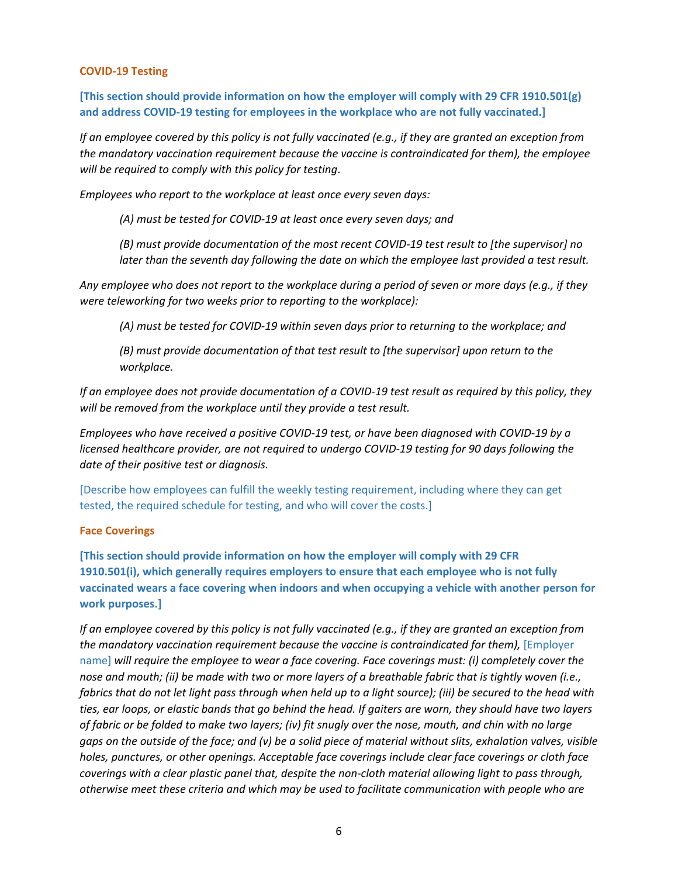## COVID-19 Testing

**[This section should provide information on how the employer will comply with 29 CFR 1910.501(g) and address COVID-19 testing for employees in the workplace who are not fully vaccinated.]**

*If an employee covered by this policy is not fully vaccinated (e.g., if they are granted an exception from the mandatory vaccination requirement because the vaccine is contraindicated for them), the employee will be required to comply with this policy for testing.*

*Employees who report to the workplace at least once every seven days:*

> *(A) must be tested for COVID-19 at least once every seven days; and*
>
> *(B) must provide documentation of the most recent COVID-19 test result to [the supervisor] no later than the seventh day following the date on which the employee last provided a test result.*

*Any employee who does not report to the workplace during a period of seven or more days (e.g., if they were teleworking for two weeks prior to reporting to the workplace):*

> *(A) must be tested for COVID-19 within seven days prior to returning to the workplace; and*
>
> *(B) must provide documentation of that test result to [the supervisor] upon return to the workplace.*

*If an employee does not provide documentation of a COVID-19 test result as required by this policy, they will be removed from the workplace until they provide a test result.*

*Employees who have received a positive COVID-19 test, or have been diagnosed with COVID-19 by a licensed healthcare provider, are not required to undergo COVID-19 testing for 90 days following the date of their positive test or diagnosis.*

[Describe how employees can fulfill the weekly testing requirement, including where they can get tested, the required schedule for testing, and who will cover the costs.]

## Face Coverings

**[This section should provide information on how the employer will comply with 29 CFR 1910.501(i), which generally requires employers to ensure that each employee who is not fully vaccinated wears a face covering when indoors and when occupying a vehicle with another person for work purposes.]**

*If an employee covered by this policy is not fully vaccinated (e.g., if they are granted an exception from the mandatory vaccination requirement because the vaccine is contraindicated for them),* [Employer name] *will require the employee to wear a face covering. Face coverings must: (i) completely cover the nose and mouth; (ii) be made with two or more layers of a breathable fabric that is tightly woven (i.e., fabrics that do not let light pass through when held up to a light source); (iii) be secured to the head with ties, ear loops, or elastic bands that go behind the head. If gaiters are worn, they should have two layers of fabric or be folded to make two layers; (iv) fit snugly over the nose, mouth, and chin with no large gaps on the outside of the face; and (v) be a solid piece of material without slits, exhalation valves, visible holes, punctures, or other openings. Acceptable face coverings include clear face coverings or cloth face coverings with a clear plastic panel that, despite the non-cloth material allowing light to pass through, otherwise meet these criteria and which may be used to facilitate communication with people who are*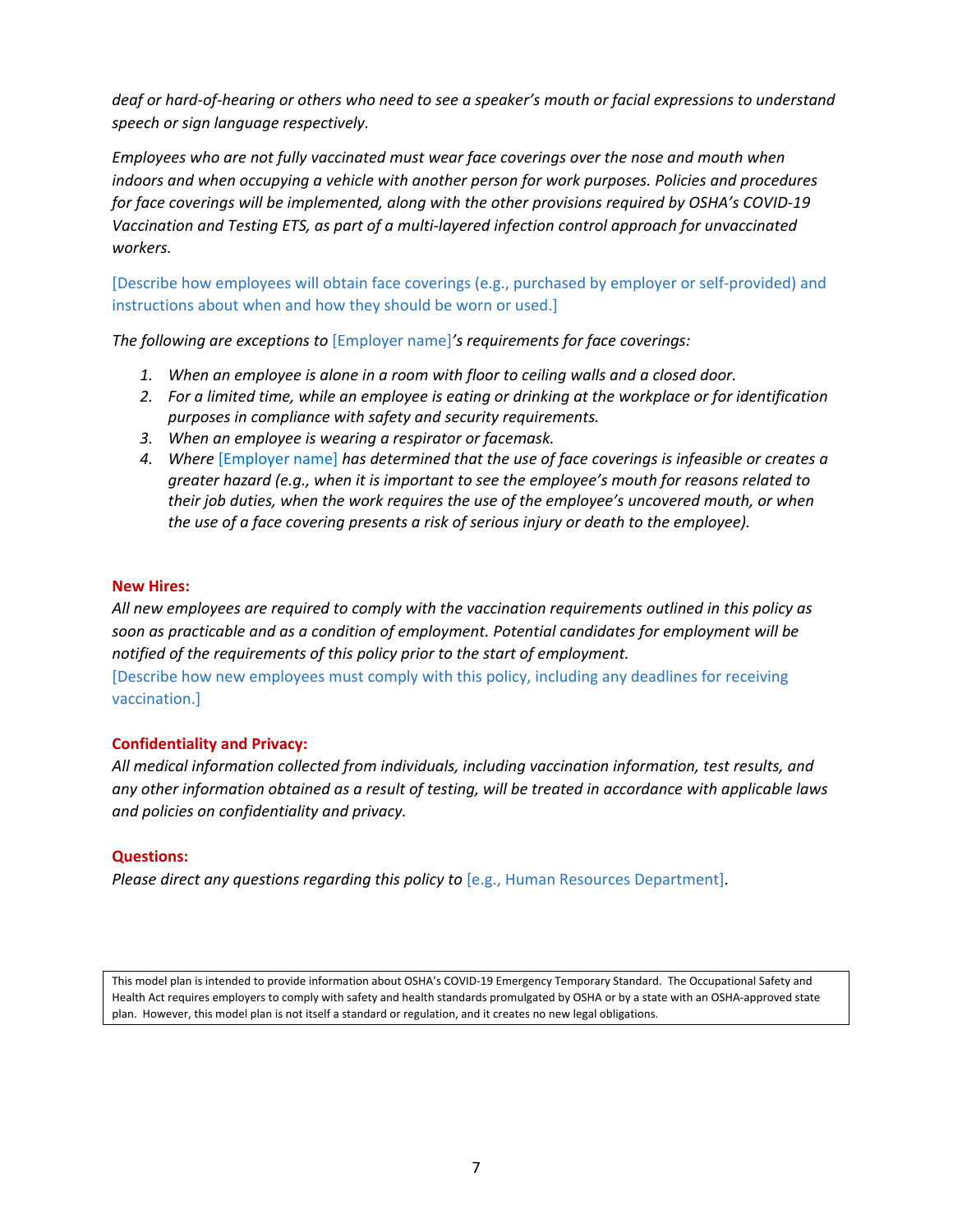*deaf or hard-of-hearing or others who need to see a speaker's mouth or facial expressions to understand speech or sign language respectively.*

*Employees who are not fully vaccinated must wear face coverings over the nose and mouth when indoors and when occupying a vehicle with another person for work purposes. Policies and procedures for face coverings will be implemented, along with the other provisions required by OSHA's COVID-19 Vaccination and Testing ETS, as part of a multi-layered infection control approach for unvaccinated workers.*

[Describe how employees will obtain face coverings (e.g., purchased by employer or self-provided) and instructions about when and how they should be worn or used.]

*The following are exceptions to* [Employer name]*'s requirements for face coverings:*

1. *When an employee is alone in a room with floor to ceiling walls and a closed door.*
2. *For a limited time, while an employee is eating or drinking at the workplace or for identification purposes in compliance with safety and security requirements.*
3. *When an employee is wearing a respirator or facemask.*
4. *Where* [Employer name] *has determined that the use of face coverings is infeasible or creates a greater hazard (e.g., when it is important to see the employee's mouth for reasons related to their job duties, when the work requires the use of the employee's uncovered mouth, or when the use of a face covering presents a risk of serious injury or death to the employee).*

**New Hires:**

*All new employees are required to comply with the vaccination requirements outlined in this policy as soon as practicable and as a condition of employment. Potential candidates for employment will be notified of the requirements of this policy prior to the start of employment.*

[Describe how new employees must comply with this policy, including any deadlines for receiving vaccination.]

**Confidentiality and Privacy:**

*All medical information collected from individuals, including vaccination information, test results, and any other information obtained as a result of testing, will be treated in accordance with applicable laws and policies on confidentiality and privacy.*

**Questions:**

*Please direct any questions regarding this policy to* [e.g., Human Resources Department].

This model plan is intended to provide information about OSHA's COVID-19 Emergency Temporary Standard. The Occupational Safety and Health Act requires employers to comply with safety and health standards promulgated by OSHA or by a state with an OSHA-approved state plan. However, this model plan is not itself a standard or regulation, and it creates no new legal obligations.